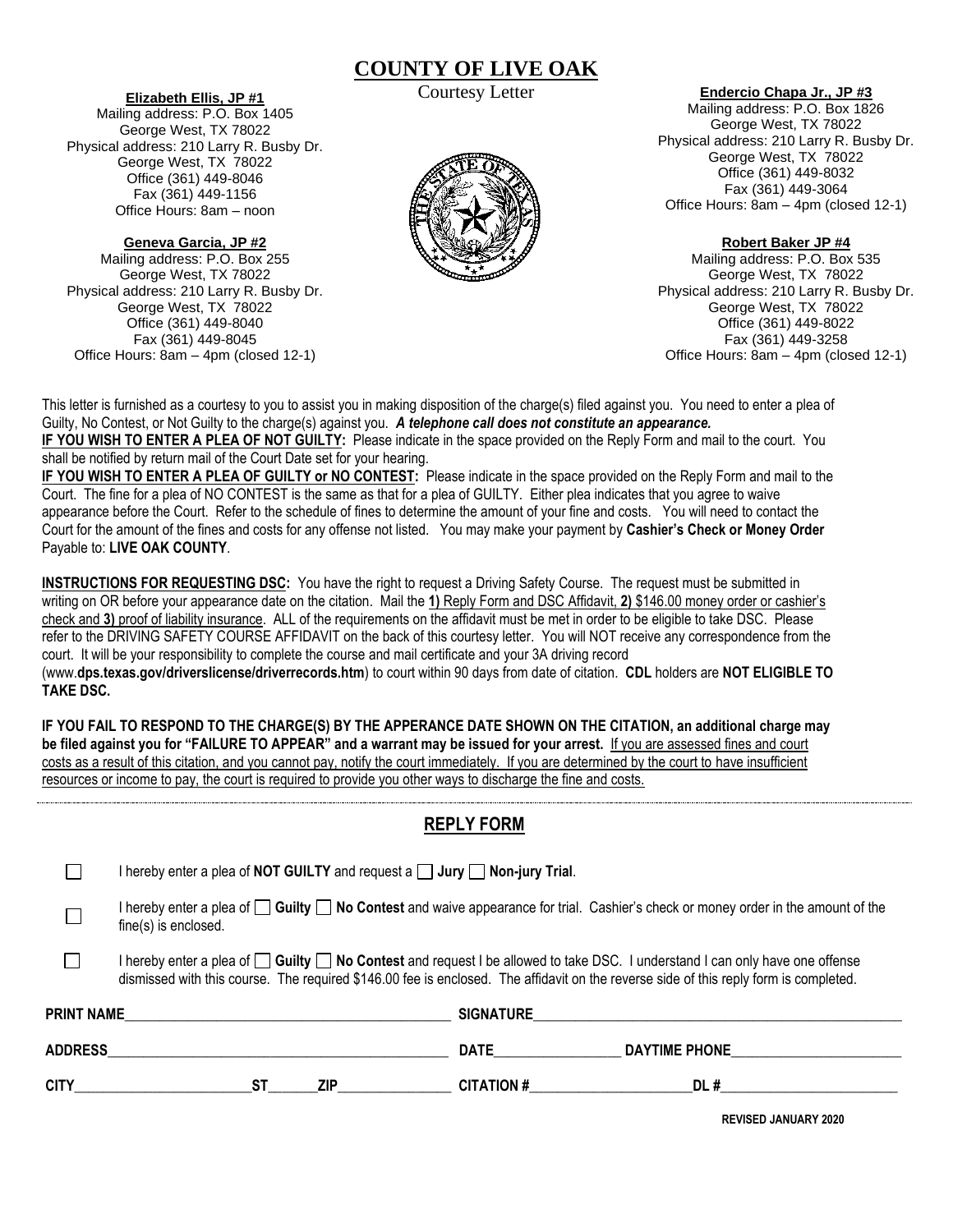# COUNTY OF LIVE OAK

Courtesy Letter

**Elizabeth Ellis, JP #1**
Mailing address: P.O. Box 1405
George West, TX 78022
Physical address: 210 Larry R. Busby Dr.
George West, TX 78022
Office (361) 449-8046
Fax (361) 449-1156
Office Hours: 8am – noon

**Geneva Garcia, JP #2**
Mailing address: P.O. Box 255
George West, TX 78022
Physical address: 210 Larry R. Busby Dr.
George West, TX 78022
Office (361) 449-8040
Fax (361) 449-8045
Office Hours: 8am – 4pm (closed 12-1)

**Endercio Chapa Jr., JP #3**
Mailing address: P.O. Box 1826
George West, TX 78022
Physical address: 210 Larry R. Busby Dr.
George West, TX 78022
Office (361) 449-8032
Fax (361) 449-3064
Office Hours: 8am – 4pm (closed 12-1)

**Robert Baker JP #4**
Mailing address: P.O. Box 535
George West, TX 78022
Physical address: 210 Larry R. Busby Dr.
George West, TX 78022
Office (361) 449-8022
Fax (361) 449-3258
Office Hours: 8am – 4pm (closed 12-1)

This letter is furnished as a courtesy to you to assist you in making disposition of the charge(s) filed against you. You need to enter a plea of Guilty, No Contest, or Not Guilty to the charge(s) against you. ***A telephone call does not constitute an appearance.***

**IF YOU WISH TO ENTER A PLEA OF NOT GUILTY:** Please indicate in the space provided on the Reply Form and mail to the court. You shall be notified by return mail of the Court Date set for your hearing.

**IF YOU WISH TO ENTER A PLEA OF GUILTY or NO CONTEST:** Please indicate in the space provided on the Reply Form and mail to the Court. The fine for a plea of NO CONTEST is the same as that for a plea of GUILTY. Either plea indicates that you agree to waive appearance before the Court. Refer to the schedule of fines to determine the amount of your fine and costs. You will need to contact the Court for the amount of the fines and costs for any offense not listed. You may make your payment by **Cashier's Check or Money Order** Payable to: **LIVE OAK COUNTY**.

**INSTRUCTIONS FOR REQUESTING DSC:** You have the right to request a Driving Safety Course. The request must be submitted in writing on OR before your appearance date on the citation. Mail the **1)** Reply Form and DSC Affidavit, **2)** $146.00 money order or cashier's check and **3)** proof of liability insurance. ALL of the requirements on the affidavit must be met in order to be eligible to take DSC. Please refer to the DRIVING SAFETY COURSE AFFIDAVIT on the back of this courtesy letter. You will NOT receive any correspondence from the court. It will be your responsibility to complete the course and mail certificate and your 3A driving record (www.**dps.texas.gov/driverslicense/driverrecords.htm**) to court within 90 days from date of citation. **CDL** holders are **NOT ELIGIBLE TO TAKE DSC.**

**IF YOU FAIL TO RESPOND TO THE CHARGE(S) BY THE APPERANCE DATE SHOWN ON THE CITATION, an additional charge may be filed against you for "FAILURE TO APPEAR" and a warrant may be issued for your arrest.** If you are assessed fines and court costs as a result of this citation, and you cannot pay, notify the court immediately. If you are determined by the court to have insufficient resources or income to pay, the court is required to provide you other ways to discharge the fine and costs.

## REPLY FORM

☐ I hereby enter a plea of **NOT GUILTY** and request a ☐ **Jury** ☐ **Non-jury Trial**.

☐ I hereby enter a plea of ☐ **Guilty** ☐ **No Contest** and waive appearance for trial. Cashier's check or money order in the amount of the fine(s) is enclosed.

☐ I hereby enter a plea of ☐ **Guilty** ☐ **No Contest** and request I be allowed to take DSC. I understand I can only have one offense dismissed with this course. The required $146.00 fee is enclosed. The affidavit on the reverse side of this reply form is completed.

**PRINT NAME**\_\_\_\_\_\_\_\_\_\_\_\_\_\_\_\_\_\_\_\_ **SIGNATURE**\_\_\_\_\_\_\_\_\_\_\_\_\_\_\_\_\_\_\_\_

**ADDRESS**\_\_\_\_\_\_\_\_\_\_\_\_\_\_\_\_\_\_\_\_ **DATE**\_\_\_\_\_\_\_\_\_\_ **DAYTIME PHONE**\_\_\_\_\_\_\_\_\_\_\_\_

**CITY**\_\_\_\_\_\_\_\_\_\_\_\_ **ST**\_\_\_\_\_ **ZIP**\_\_\_\_\_\_\_\_ **CITATION #**\_\_\_\_\_\_\_\_\_\_\_\_ **DL #**\_\_\_\_\_\_\_\_\_\_\_\_

**REVISED JANUARY 2020**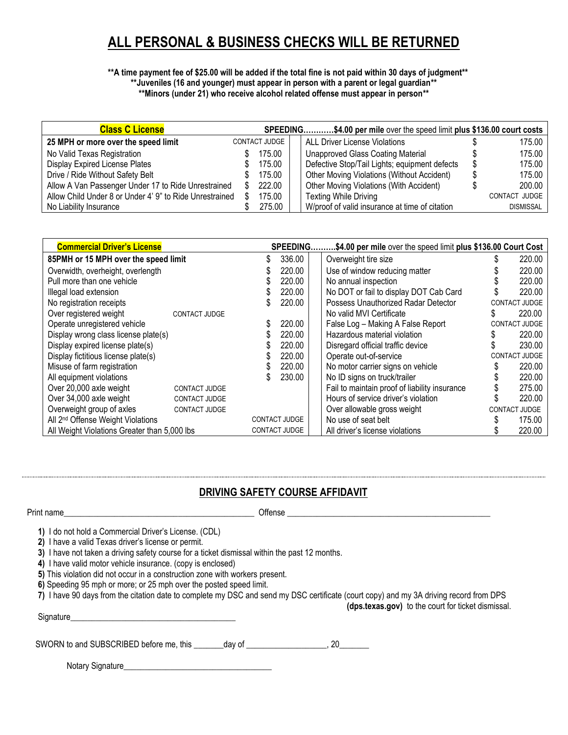# ALL PERSONAL & BUSINESS CHECKS WILL BE RETURNED

**\*\*A time payment fee of $25.00 will be added if the total fine is not paid within 30 days of judgment\*\***
**\*\*Juveniles (16 and younger) must appear in person with a parent or legal guardian\*\***
**\*\*Minors (under 21) who receive alcohol related offense must appear in person\*\***

| **Class C License** | | **SPEEDING…………$4.00 per mile over the speed limit plus $136.00 court costs** | |
|---|---|---|---|
| **25 MPH or more over the speed limit** | CONTACT JUDGE | ALL Driver License Violations | $ 175.00 |
| No Valid Texas Registration | $ 175.00 | Unapproved Glass Coating Material | $ 175.00 |
| Display Expired License Plates | $ 175.00 | Defective Stop/Tail Lights; equipment defects | $ 175.00 |
| Drive / Ride Without Safety Belt | $ 175.00 | Other Moving Violations (Without Accident) | $ 175.00 |
| Allow A Van Passenger Under 17 to Ride Unrestrained | $ 222.00 | Other Moving Violations (With Accident) | $ 200.00 |
| Allow Child Under 8 or Under 4' 9" to Ride Unrestrained | $ 175.00 | Texting While Driving | CONTACT JUDGE |
| No Liability Insurance | $ 275.00 | W/proof of valid insurance at time of citation | DISMISSAL |

| **Commercial Driver's License** | | **SPEEDING……….$4.00 per mile over the speed limit plus $136.00 Court Cost** | |
|---|---|---|---|
| **85PMH or 15 MPH over the speed limit** | $ 336.00 | Overweight tire size | $ 220.00 |
| Overwidth, overheight, overlength | $ 220.00 | Use of window reducing matter | $ 220.00 |
| Pull more than one vehicle | $ 220.00 | No annual inspection | $ 220.00 |
| Illegal load extension | $ 220.00 | No DOT or fail to display DOT Cab Card | $ 220.00 |
| No registration receipts | $ 220.00 | Possess Unauthorized Radar Detector | CONTACT JUDGE |
| Over registered weight | CONTACT JUDGE | No valid MVI Certificate | $ 220.00 |
| Operate unregistered vehicle | $ 220.00 | False Log – Making A False Report | CONTACT JUDGE |
| Display wrong class license plate(s) | $ 220.00 | Hazardous material violation | $ 220.00 |
| Display expired license plate(s) | $ 220.00 | Disregard official traffic device | $ 230.00 |
| Display fictitious license plate(s) | $ 220.00 | Operate out-of-service | CONTACT JUDGE |
| Misuse of farm registration | $ 220.00 | No motor carrier signs on vehicle | $ 220.00 |
| All equipment violations | $ 230.00 | No ID signs on truck/trailer | $ 220.00 |
| Over 20,000 axle weight | CONTACT JUDGE | Fail to maintain proof of liability insurance | $ 275.00 |
| Over 34,000 axle weight | CONTACT JUDGE | Hours of service driver's violation | $ 220.00 |
| Overweight group of axles | CONTACT JUDGE | Over allowable gross weight | CONTACT JUDGE |
| All 2nd Offense Weight Violations | CONTACT JUDGE | No use of seat belt | $ 175.00 |
| All Weight Violations Greater than 5,000 lbs | CONTACT JUDGE | All driver's license violations | $ 220.00 |

---

## DRIVING SAFETY COURSE AFFIDAVIT

Print name\_\_\_\_\_\_\_\_\_\_\_\_\_\_\_\_\_\_\_\_\_\_\_\_\_\_\_\_\_\_\_\_\_\_\_\_\_\_\_\_ Offense \_\_\_\_\_\_\_\_\_\_\_\_\_\_\_\_\_\_\_\_\_\_\_\_\_\_\_\_\_\_\_\_\_\_\_\_\_\_\_\_\_\_

**1)** I do not hold a Commercial Driver's License. (CDL)
**2)** I have a valid Texas driver's license or permit.
**3)** I have not taken a driving safety course for a ticket dismissal within the past 12 months.
**4)** I have valid motor vehicle insurance. (copy is enclosed)
**5)** This violation did not occur in a construction zone with workers present.
**6)** Speeding 95 mph or more; or 25 mph over the posted speed limit.
**7)** I have 90 days from the citation date to complete my DSC and send my DSC certificate (court copy) and my 3A driving record from DPS **(dps.texas.gov)** to the court for ticket dismissal.

Signature\_\_\_\_\_\_\_\_\_\_\_\_\_\_\_\_\_\_\_\_\_\_\_\_\_\_\_\_\_\_\_\_\_\_\_\_\_\_

SWORN to and SUBSCRIBED before me, this \_\_\_\_\_\_\_day of \_\_\_\_\_\_\_\_\_\_\_\_\_\_\_\_\_\_, 20\_\_\_\_\_\_\_

Notary Signature\_\_\_\_\_\_\_\_\_\_\_\_\_\_\_\_\_\_\_\_\_\_\_\_\_\_\_\_\_\_\_\_\_\_